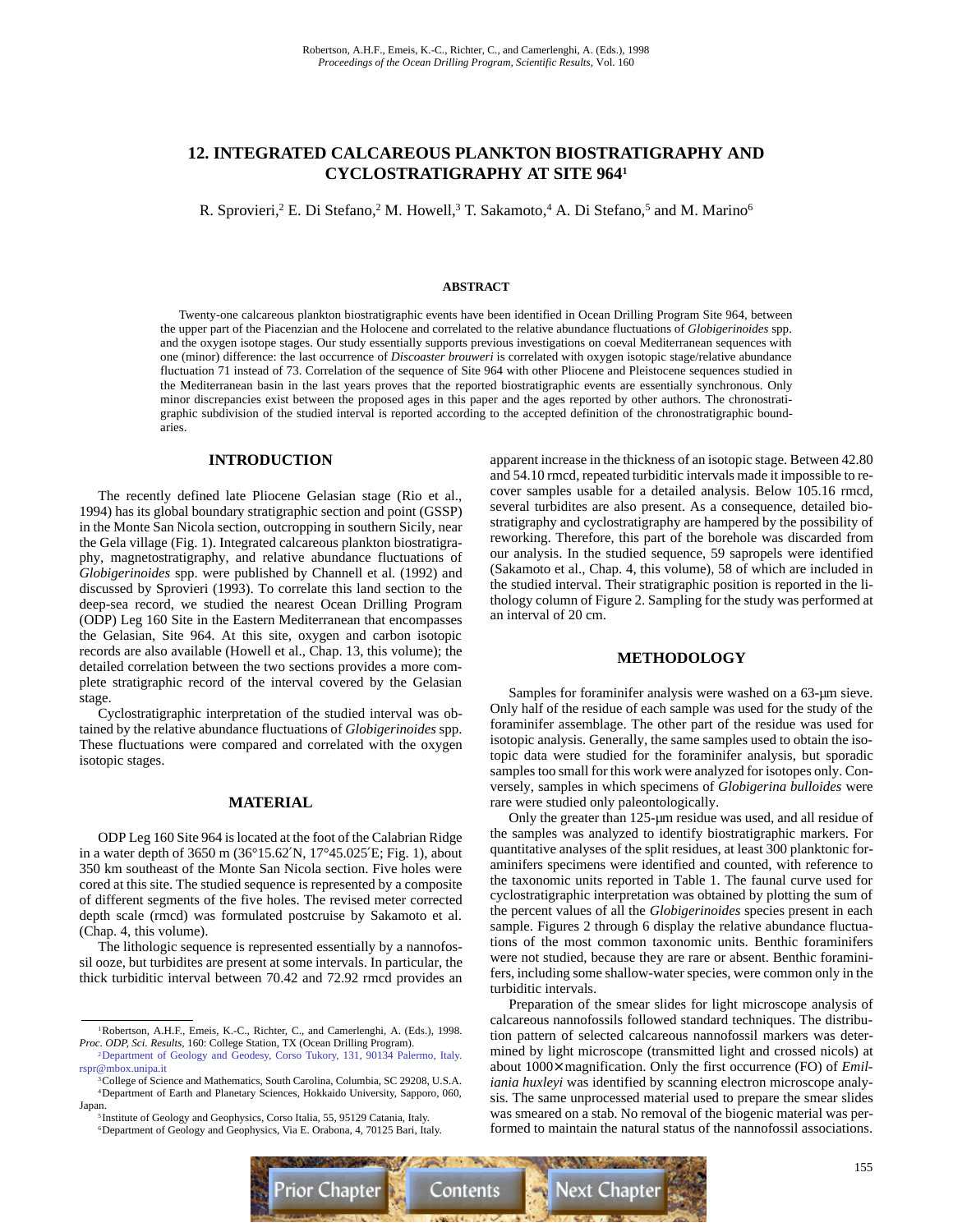Robertson, A.H.F., Emeis, K.-C., Richter, C., and Camerlenghi, A. (Eds.), 1998
*Proceedings of the Ocean Drilling Program, Scientific Results,* Vol. 160

# 12. INTEGRATED CALCAREOUS PLANKTON BIOSTRATIGRAPHY AND CYCLOSTRATIGRAPHY AT SITE 964[1]

R. Sprovieri,[2] E. Di Stefano,[2] M. Howell,[3] T. Sakamoto,[4] A. Di Stefano,[5] and M. Marino[6]

## ABSTRACT

Twenty-one calcareous plankton biostratigraphic events have been identified in Ocean Drilling Program Site 964, between the upper part of the Piacenzian and the Holocene and correlated to the relative abundance fluctuations of *Globigerinoides* spp. and the oxygen isotope stages. Our study essentially supports previous investigations on coeval Mediterranean sequences with one (minor) difference: the last occurrence of *Discoaster brouweri* is correlated with oxygen isotopic stage/relative abundance fluctuation 71 instead of 73. Correlation of the sequence of Site 964 with other Pliocene and Pleistocene sequences studied in the Mediterranean basin in the last years proves that the reported biostratigraphic events are essentially synchronous. Only minor discrepancies exist between the proposed ages in this paper and the ages reported by other authors. The chronostratigraphic subdivision of the studied interval is reported according to the accepted definition of the chronostratigraphic boundaries.

## INTRODUCTION

The recently defined late Pliocene Gelasian stage (Rio et al., 1994) has its global boundary stratigraphic section and point (GSSP) in the Monte San Nicola section, outcropping in southern Sicily, near the Gela village (Fig. 1). Integrated calcareous plankton biostratigraphy, magnetostratigraphy, and relative abundance fluctuations of *Globigerinoides* spp. were published by Channell et al. (1992) and discussed by Sprovieri (1993). To correlate this land section to the deep-sea record, we studied the nearest Ocean Drilling Program (ODP) Leg 160 Site in the Eastern Mediterranean that encompasses the Gelasian, Site 964. At this site, oxygen and carbon isotopic records are also available (Howell et al., Chap. 13, this volume); the detailed correlation between the two sections provides a more complete stratigraphic record of the interval covered by the Gelasian stage.

Cyclostratigraphic interpretation of the studied interval was obtained by the relative abundance fluctuations of *Globigerinoides* spp. These fluctuations were compared and correlated with the oxygen isotopic stages.

## MATERIAL

ODP Leg 160 Site 964 is located at the foot of the Calabrian Ridge in a water depth of 3650 m (36°15.62′N, 17°45.025′E; Fig. 1), about 350 km southeast of the Monte San Nicola section. Five holes were cored at this site. The studied sequence is represented by a composite of different segments of the five holes. The revised meter corrected depth scale (rmcd) was formulated postcruise by Sakamoto et al. (Chap. 4, this volume).

The lithologic sequence is represented essentially by a nannofossil ooze, but turbidites are present at some intervals. In particular, the thick turbiditic interval between 70.42 and 72.92 rmcd provides an apparent increase in the thickness of an isotopic stage. Between 42.80 and 54.10 rmcd, repeated turbiditic intervals made it impossible to recover samples usable for a detailed analysis. Below 105.16 rmcd, several turbidites are also present. As a consequence, detailed biostratigraphy and cyclostratigraphy are hampered by the possibility of reworking. Therefore, this part of the borehole was discarded from our analysis. In the studied sequence, 59 sapropels were identified (Sakamoto et al., Chap. 4, this volume), 58 of which are included in the studied interval. Their stratigraphic position is reported in the lithology column of Figure 2. Sampling for the study was performed at an interval of 20 cm.

## METHODOLOGY

Samples for foraminifer analysis were washed on a 63-µm sieve. Only half of the residue of each sample was used for the study of the foraminifer assemblage. The other part of the residue was used for isotopic analysis. Generally, the same samples used to obtain the isotopic data were studied for the foraminifer analysis, but sporadic samples too small for this work were analyzed for isotopes only. Conversely, samples in which specimens of *Globigerina bulloides* were rare were studied only paleontologically.

Only the greater than 125-µm residue was used, and all residue of the samples was analyzed to identify biostratigraphic markers. For quantitative analyses of the split residues, at least 300 planktonic foraminifers specimens were identified and counted, with reference to the taxonomic units reported in Table 1. The faunal curve used for cyclostratigraphic interpretation was obtained by plotting the sum of the percent values of all the *Globigerinoides* species present in each sample. Figures 2 through 6 display the relative abundance fluctuations of the most common taxonomic units. Benthic foraminifers were not studied, because they are rare or absent. Benthic foraminifers, including some shallow-water species, were common only in the turbiditic intervals.

Preparation of the smear slides for light microscope analysis of calcareous nannofossils followed standard techniques. The distribution pattern of selected calcareous nannofossil markers was determined by light microscope (transmitted light and crossed nicols) at about 1000× magnification. Only the first occurrence (FO) of *Emiliania huxleyi* was identified by scanning electron microscope analysis. The same unprocessed material used to prepare the smear slides was smeared on a stab. No removal of the biogenic material was performed to maintain the natural status of the nannofossil associations.

---

[1] Robertson, A.H.F., Emeis, K.-C., Richter, C., and Camerlenghi, A. (Eds.), 1998. *Proc. ODP, Sci. Results,* 160: College Station, TX (Ocean Drilling Program).

[2] Department of Geology and Geodesy, Corso Tukory, 131, 90134 Palermo, Italy. rspr@mbox.unipa.it

[3] College of Science and Mathematics, South Carolina, Columbia, SC 29208, U.S.A.

[4] Department of Earth and Planetary Sciences, Hokkaido University, Sapporo, 060, Japan.

[5] Institute of Geology and Geophysics, Corso Italia, 55, 95129 Catania, Italy.

[6] Department of Geology and Geophysics, Via E. Orabona, 4, 70125 Bari, Italy.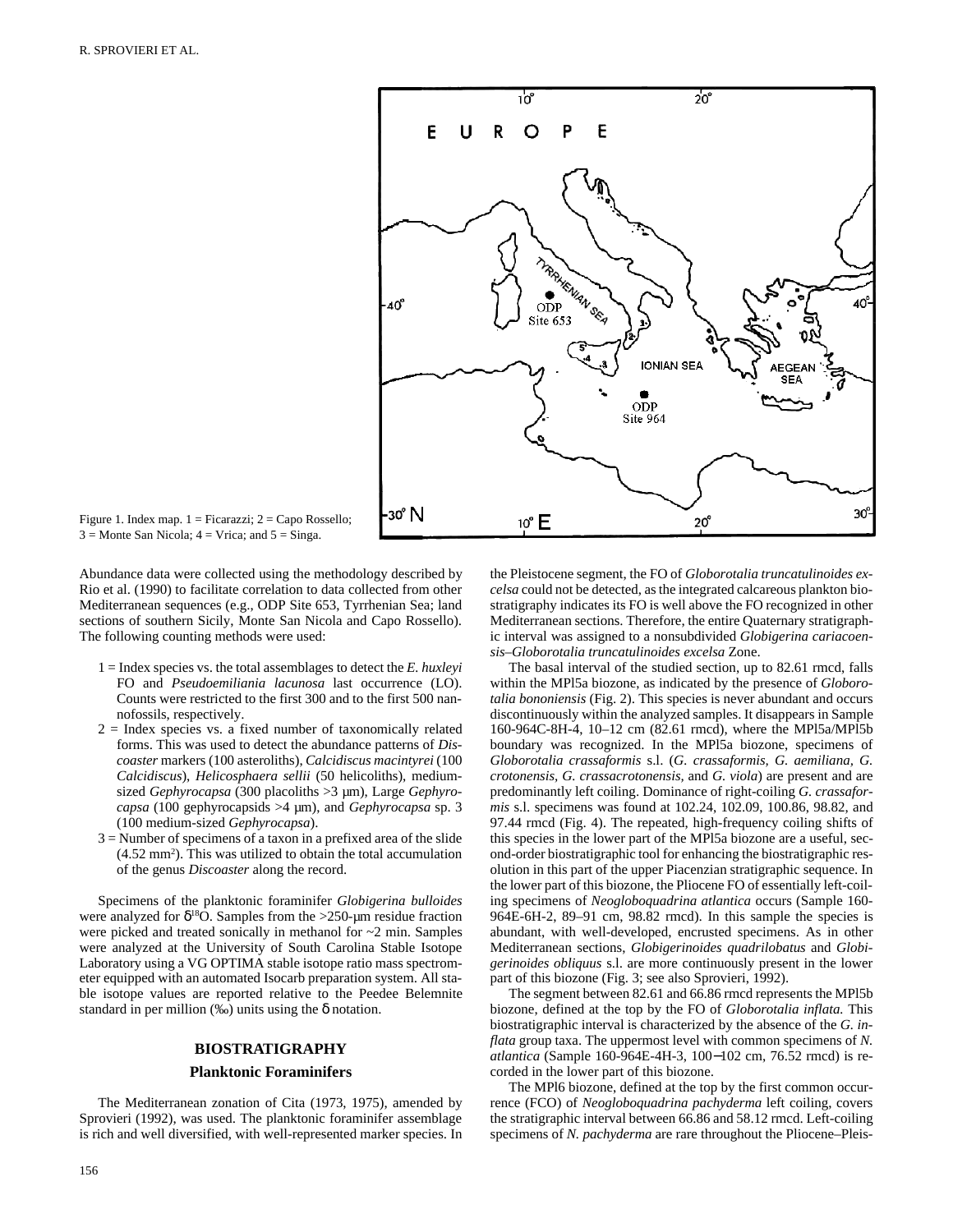Figure 1. Index map. 1 = Ficarazzi; 2 = Capo Rossello; 3 = Monte San Nicola; 4 = Vrica; and 5 = Singa.

Abundance data were collected using the methodology described by Rio et al. (1990) to facilitate correlation to data collected from other Mediterranean sequences (e.g., ODP Site 653, Tyrrhenian Sea; land sections of southern Sicily, Monte San Nicola and Capo Rossello). The following counting methods were used:

1 = Index species vs. the total assemblages to detect the *E. huxleyi* FO and *Pseudoemiliania lacunosa* last occurrence (LO). Counts were restricted to the first 300 and to the first 500 nannofossils, respectively.

2 = Index species vs. a fixed number of taxonomically related forms. This was used to detect the abundance patterns of *Discoaster* markers (100 asteroliths), *Calcidiscus macintyrei* (100 *Calcidiscus*), *Helicosphaera sellii* (50 helicoliths), medium-sized *Gephyrocapsa* (300 placoliths >3 µm), Large *Gephyrocapsa* (100 gephyrocapsids >4 µm), and *Gephyrocapsa* sp. 3 (100 medium-sized *Gephyrocapsa*).

3 = Number of specimens of a taxon in a prefixed area of the slide (4.52 $mm^2$). This was utilized to obtain the total accumulation of the genus *Discoaster* along the record.

Specimens of the planktonic foraminifer *Globigerina bulloides* were analyzed for $\delta^{18}O$. Samples from the >250-µm residue fraction were picked and treated sonically in methanol for ~2 min. Samples were analyzed at the University of South Carolina Stable Isotope Laboratory using a VG OPTIMA stable isotope ratio mass spectrometer equipped with an automated Isocarb preparation system. All stable isotope values are reported relative to the Peedee Belemnite standard in per million (‰) units using the δ notation.

## BIOSTRATIGRAPHY

### Planktonic Foraminifers

The Mediterranean zonation of Cita (1973, 1975), amended by Sprovieri (1992), was used. The planktonic foraminifer assemblage is rich and well diversified, with well-represented marker species. In the Pleistocene segment, the FO of *Globorotalia truncatulinoides excelsa* could not be detected, as the integrated calcareous plankton biostratigraphy indicates its FO is well above the FO recognized in other Mediterranean sections. Therefore, the entire Quaternary stratigraphic interval was assigned to a nonsubdivided *Globigerina cariacoensis–Globorotalia truncatulinoides excelsa* Zone.

The basal interval of the studied section, up to 82.61 rmcd, falls within the MPl5a biozone, as indicated by the presence of *Globorotalia bononiensis* (Fig. 2). This species is never abundant and occurs discontinuously within the analyzed samples. It disappears in Sample 160-964C-8H-4, 10–12 cm (82.61 rmcd), where the MPl5a/MPl5b boundary was recognized. In the MPl5a biozone, specimens of *Globorotalia crassaformis* s.l. (*G. crassaformis*, *G. aemiliana*, *G. crotonensis*, *G. crassacrotonensis*, and *G. viola*) are present and are predominantly left coiling. Dominance of right-coiling *G. crassaformis* s.l. specimens was found at 102.24, 102.09, 100.86, 98.82, and 97.44 rmcd (Fig. 4). The repeated, high-frequency coiling shifts of this species in the lower part of the MPl5a biozone are a useful, second-order biostratigraphic tool for enhancing the biostratigraphic resolution in this part of the upper Piacenzian stratigraphic sequence. In the lower part of this biozone, the Pliocene FO of essentially left-coiling specimens of *Neogloboquadrina atlantica* occurs (Sample 160-964E-6H-2, 89–91 cm, 98.82 rmcd). In this sample the species is abundant, with well-developed, encrusted specimens. As in other Mediterranean sections, *Globigerinoides quadrilobatus* and *Globigerinoides obliquus* s.l. are more continuously present in the lower part of this biozone (Fig. 3; see also Sprovieri, 1992).

The segment between 82.61 and 66.86 rmcd represents the MPl5b biozone, defined at the top by the FO of *Globorotalia inflata.* This biostratigraphic interval is characterized by the absence of the *G. inflata* group taxa. The uppermost level with common specimens of *N. atlantica* (Sample 160-964E-4H-3, 100–102 cm, 76.52 rmcd) is recorded in the lower part of this biozone.

The MPl6 biozone, defined at the top by the first common occurrence (FCO) of *Neogloboquadrina pachyderma* left coiling, covers the stratigraphic interval between 66.86 and 58.12 rmcd. Left-coiling specimens of *N. pachyderma* are rare throughout the Pliocene–Pleis-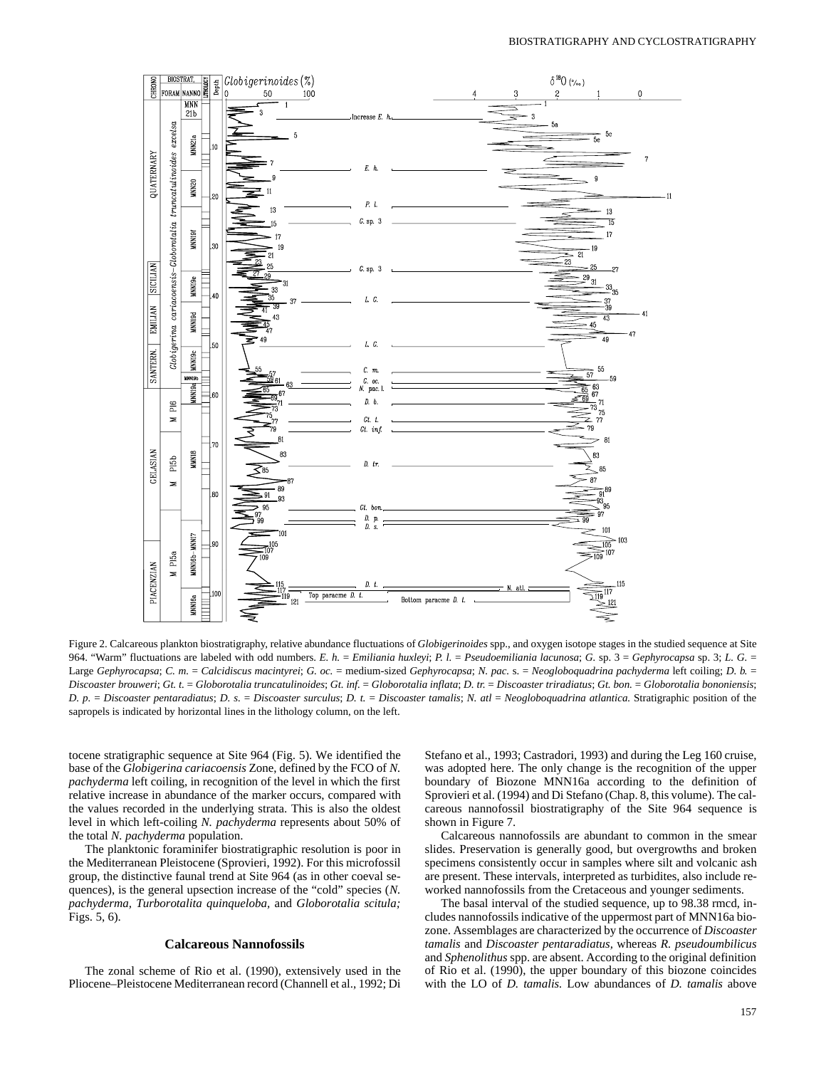Figure 2. Calcareous plankton biostratigraphy, relative abundance fluctuations of *Globigerinoides* spp., and oxygen isotope stages in the studied sequence at Site 964. "Warm" fluctuations are labeled with odd numbers. *E. h.* = *Emiliania huxleyi*; *P. l.* = *Pseudoemiliania lacunosa*; *G.* sp. 3 = *Gephyrocapsa* sp. 3; *L. G.* = Large *Gephyrocapsa*; *C. m.* = *Calcidiscus macintyrei*; *G. oc.* = medium-sized *Gephyrocapsa*; *N. pac.* s. = *Neogloboquadrina pachyderma* left coiling; *D. b.* = *Discoaster brouweri*; *Gt. t.* = *Globorotalia truncatulinoides*; *Gt. inf.* = *Globorotalia inflata*; *D. tr.* = *Discoaster triradiatus*; *Gt. bon.* = *Globorotalia bononiensis*; *D. p.* = *Discoaster pentaradiatus*; *D. s.* = *Discoaster surculus*; *D. t.* = *Discoaster tamalis*; *N. atl* = *Neogloboquadrina atlantica.* Stratigraphic position of the sapropels is indicated by horizontal lines in the lithology column, on the left.

tocene stratigraphic sequence at Site 964 (Fig. 5). We identified the base of the *Globigerina cariacoensis* Zone, defined by the FCO of *N. pachyderma* left coiling, in recognition of the level in which the first relative increase in abundance of the marker occurs, compared with the values recorded in the underlying strata. This is also the oldest level in which left-coiling *N. pachyderma* represents about 50% of the total *N. pachyderma* population.

The planktonic foraminifer biostratigraphic resolution is poor in the Mediterranean Pleistocene (Sprovieri, 1992). For this microfossil group, the distinctive faunal trend at Site 964 (as in other coeval sequences), is the general upsection increase of the "cold" species (*N. pachyderma*, *Turborotalita quinqueloba,* and *Globorotalia scitula;* Figs. 5, 6).

## Calcareous Nannofossils

The zonal scheme of Rio et al. (1990), extensively used in the Pliocene–Pleistocene Mediterranean record (Channell et al., 1992; Di Stefano et al., 1993; Castradori, 1993) and during the Leg 160 cruise, was adopted here. The only change is the recognition of the upper boundary of Biozone MNN16a according to the definition of Sprovieri et al. (1994) and Di Stefano (Chap. 8, this volume). The calcareous nannofossil biostratigraphy of the Site 964 sequence is shown in Figure 7.

Calcareous nannofossils are abundant to common in the smear slides. Preservation is generally good, but overgrowths and broken specimens consistently occur in samples where silt and volcanic ash are present. These intervals, interpreted as turbidites, also include reworked nannofossils from the Cretaceous and younger sediments.

The basal interval of the studied sequence, up to 98.38 rmcd, includes nannofossils indicative of the uppermost part of MNN16a biozone. Assemblages are characterized by the occurrence of *Discoaster tamalis* and *Discoaster pentaradiatus*, whereas *R. pseudoumbilicus* and *Sphenolithus* spp. are absent. According to the original definition of Rio et al. (1990), the upper boundary of this biozone coincides with the LO of *D. tamalis.* Low abundances of *D. tamalis* above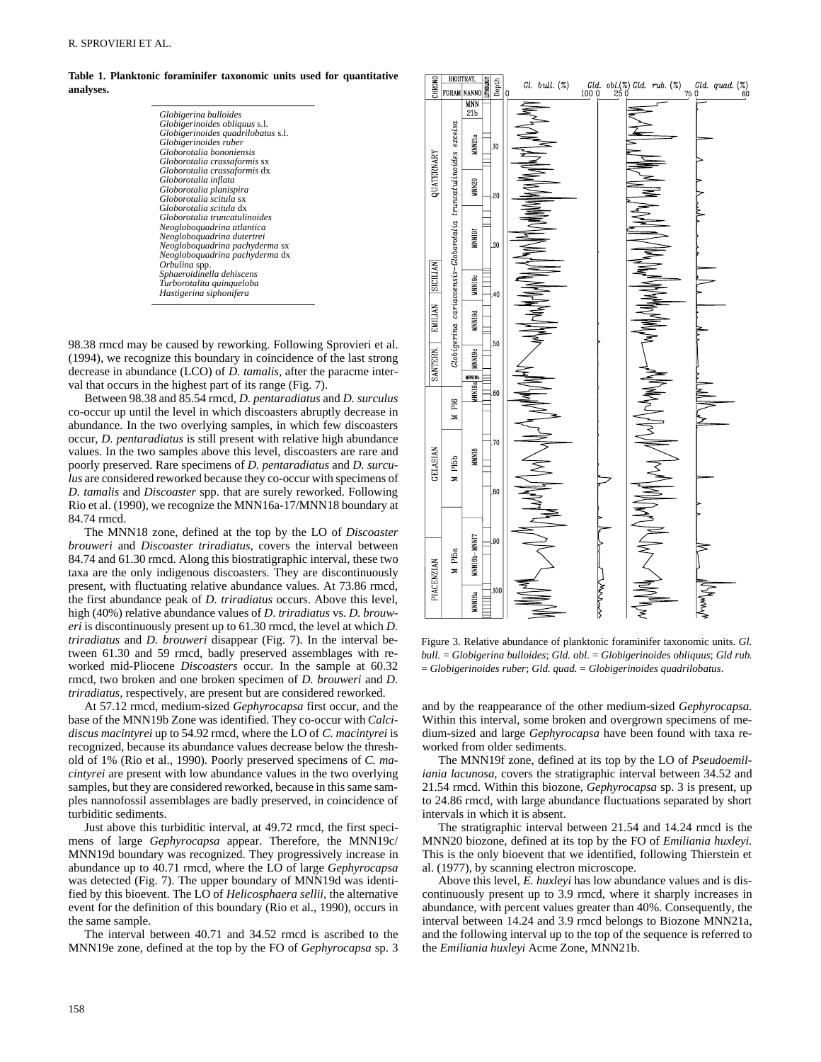**Table 1. Planktonic foraminifer taxonomic units used for quantitative analyses.**

| |
|---|
| *Globigerina bulloides* |
| *Globigerinoides obliquus* s.l. |
| *Globigerinoides quadrilobatus* s.l. |
| *Globigerinoides ruber* |
| *Globorotalia bononiensis* |
| *Globorotalia crassaformis* sx |
| *Globorotalia crassaformis* dx |
| *Globorotalia inflata* |
| *Globorotalia planispira* |
| *Globorotalia scitula* sx |
| *Globorotalia scitula* dx |
| *Globorotalia truncatulinoides* |
| *Neogloboquadrina atlantica* |
| *Neogloboquadrina dutertrei* |
| *Neogloboquadrina pachyderma* sx |
| *Neogloboquadrina pachyderma* dx |
| *Orbulina* spp. |
| *Sphaeroidinella dehiscens* |
| *Turborotalita quinqueloba* |
| *Hastigerina siphonifera* |

98.38 rmcd may be caused by reworking. Following Sprovieri et al. (1994), we recognize this boundary in coincidence of the last strong decrease in abundance (LCO) of *D. tamalis*, after the paracme interval that occurs in the highest part of its range (Fig. 7).

Between 98.38 and 85.54 rmcd, *D. pentaradiatus* and *D. surculus* co-occur up until the level in which discoasters abruptly decrease in abundance. In the two overlying samples, in which few discoasters occur, *D. pentaradiatus* is still present with relative high abundance values. In the two samples above this level, discoasters are rare and poorly preserved. Rare specimens of *D. pentaradiatus* and *D. surculus* are considered reworked because they co-occur with specimens of *D. tamalis* and *Discoaster* spp. that are surely reworked. Following Rio et al. (1990), we recognize the MNN16a-17/MNN18 boundary at 84.74 rmcd.

The MNN18 zone, defined at the top by the LO of *Discoaster brouweri* and *Discoaster triradiatus,* covers the interval between 84.74 and 61.30 rmcd. Along this biostratigraphic interval, these two taxa are the only indigenous discoasters. They are discontinuously present, with fluctuating relative abundance values. At 73.86 rmcd, the first abundance peak of *D. triradiatus* occurs. Above this level, high (40%) relative abundance values of *D. triradiatus* vs. *D. brouweri* is discontinuously present up to 61.30 rmcd, the level at which *D. triradiatus* and *D. brouweri* disappear (Fig. 7). In the interval between 61.30 and 59 rmcd, badly preserved assemblages with reworked mid-Pliocene *Discoasters* occur. In the sample at 60.32 rmcd, two broken and one broken specimen of *D. brouweri* and *D. triradiatus*, respectively, are present but are considered reworked.

At 57.12 rmcd, medium-sized *Gephyrocapsa* first occur, and the base of the MNN19b Zone was identified. They co-occur with *Calcidiscus macintyrei* up to 54.92 rmcd, where the LO of *C. macintyrei* is recognized, because its abundance values decrease below the threshold of 1% (Rio et al., 1990). Poorly preserved specimens of *C. macintyrei* are present with low abundance values in the two overlying samples, but they are considered reworked, because in this same samples nannofossil assemblages are badly preserved, in coincidence of turbiditic sediments.

Just above this turbiditic interval, at 49.72 rmcd, the first specimens of large *Gephyrocapsa* appear. Therefore, the MNN19c/MNN19d boundary was recognized. They progressively increase in abundance up to 40.71 rmcd, where the LO of large *Gephyrocapsa* was detected (Fig. 7). The upper boundary of MNN19d was identified by this bioevent. The LO of *Helicosphaera sellii*, the alternative event for the definition of this boundary (Rio et al., 1990), occurs in the same sample.

The interval between 40.71 and 34.52 rmcd is ascribed to the MNN19e zone, defined at the top by the FO of *Gephyrocapsa* sp. 3 and by the reappearance of the other medium-sized *Gephyrocapsa.* Within this interval, some broken and overgrown specimens of medium-sized and large *Gephyrocapsa* have been found with taxa reworked from older sediments.

The MNN19f zone, defined at its top by the LO of *Pseudoemiliania lacunosa,* covers the stratigraphic interval between 34.52 and 21.54 rmcd. Within this biozone, *Gephyrocapsa* sp. 3 is present, up to 24.86 rmcd, with large abundance fluctuations separated by short intervals in which it is absent.

The stratigraphic interval between 21.54 and 14.24 rmcd is the MNN20 biozone, defined at its top by the FO of *Emiliania huxleyi.* This is the only bioevent that we identified, following Thierstein et al. (1977), by scanning electron microscope.

Above this level, *E. huxleyi* has low abundance values and is discontinuously present up to 3.9 rmcd, where it sharply increases in abundance, with percent values greater than 40%. Consequently, the interval between 14.24 and 3.9 rmcd belongs to Biozone MNN21a, and the following interval up to the top of the sequence is referred to the *Emiliania huxleyi* Acme Zone, MNN21b.

Figure 3. Relative abundance of planktonic foraminifer taxonomic units. *Gl. bull.* = *Globigerina bulloides*; *Gld. obl.* = *Globigerinoides obliquus*; *Gld rub.* = *Globigerinoides ruber*; *Gld. quad.* = *Globigerinoides quadrilobatus*.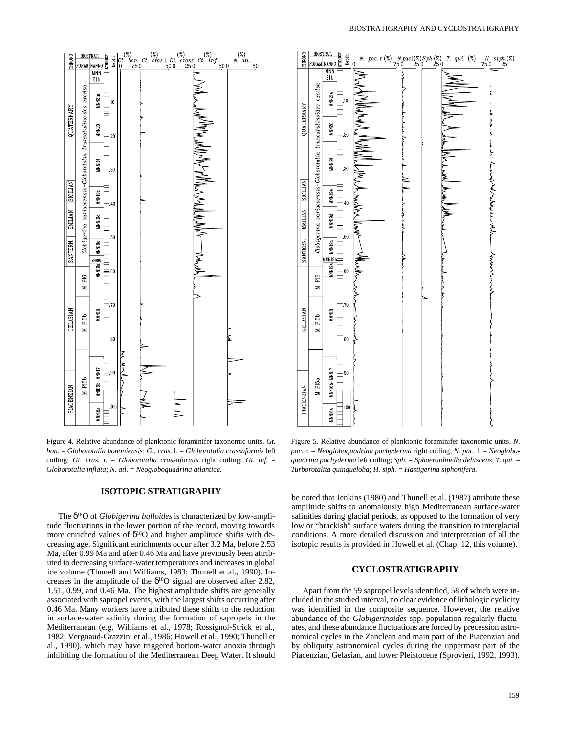Figure 4. Relative abundance of planktonic foraminifer taxonomic units. *Gt. bon.* = *Globorotalia bononiensis*; *Gt. cras.* l. = *Globorotalia crassaformis* left coiling; *Gt. cras.* r. = *Globorotalia crassaformis* right coiling; *Gt. inf.* = *Globorotalia inflata*; *N. atl.* = *Neogloboquadrina atlantica.*

Figure 5. Relative abundance of planktonic foraminifer taxonomic units. *N. pac.* r. = *Neogloboquadrina pachyderma* right coiling; *N. pac.* l. = *Neogloboquadrina pachyderma* left coiling; *Sph.* = *Sphaeroidinella dehiscens*; *T. qui.* = *Turborotalita quinqueloba*; *H. siph.* = *Hastigerina siphonifera.*

## ISOTOPIC STRATIGRAPHY

The $\delta^{18}O$ of *Globigerina bulloides* is characterized by low-amplitude fluctuations in the lower portion of the record, moving towards more enriched values of $\delta^{18}O$ and higher amplitude shifts with decreasing age. Significant enrichments occur after 3.2 Ma, before 2.53 Ma, after 0.99 Ma and after 0.46 Ma and have previously been attributed to decreasing surface-water temperatures and increases in global ice volume (Thunell and Williams, 1983; Thunell et al., 1990). Increases in the amplitude of the $\delta^{18}O$ signal are observed after 2.82, 1.51, 0.99, and 0.46 Ma. The highest amplitude shifts are generally associated with sapropel events, with the largest shifts occurring after 0.46 Ma. Many workers have attributed these shifts to the reduction in surface-water salinity during the formation of sapropels in the Mediterranean (e.g. Williams et al., 1978; Rossignol-Strick et al., 1982; Vergnaud-Grazzini et al., 1986; Howell et al., 1990; Thunell et al., 1990), which may have triggered bottom-water anoxia through inhibiting the formation of the Mediterranean Deep Water. It should be noted that Jenkins (1980) and Thunell et al. (1987) attribute these amplitude shifts to anomalously high Mediterranean surface-water salinities during glacial periods, as opposed to the formation of very low or "brackish" surface waters during the transition to interglacial conditions. A more detailed discussion and interpretation of all the isotopic results is provided in Howell et al. (Chap. 12, this volume).

## CYCLOSTRATIGRAPHY

Apart from the 59 sapropel levels identified, 58 of which were included in the studied interval, no clear evidence of lithologic cyclicity was identified in the composite sequence. However, the relative abundance of the *Globigerinoides* spp. population regularly fluctuates, and these abundance fluctuations are forced by precession astronomical cycles in the Zanclean and main part of the Piacenzian and by obliquity astronomical cycles during the uppermost part of the Piacenzian, Gelasian, and lower Pleistocene (Sprovieri, 1992, 1993).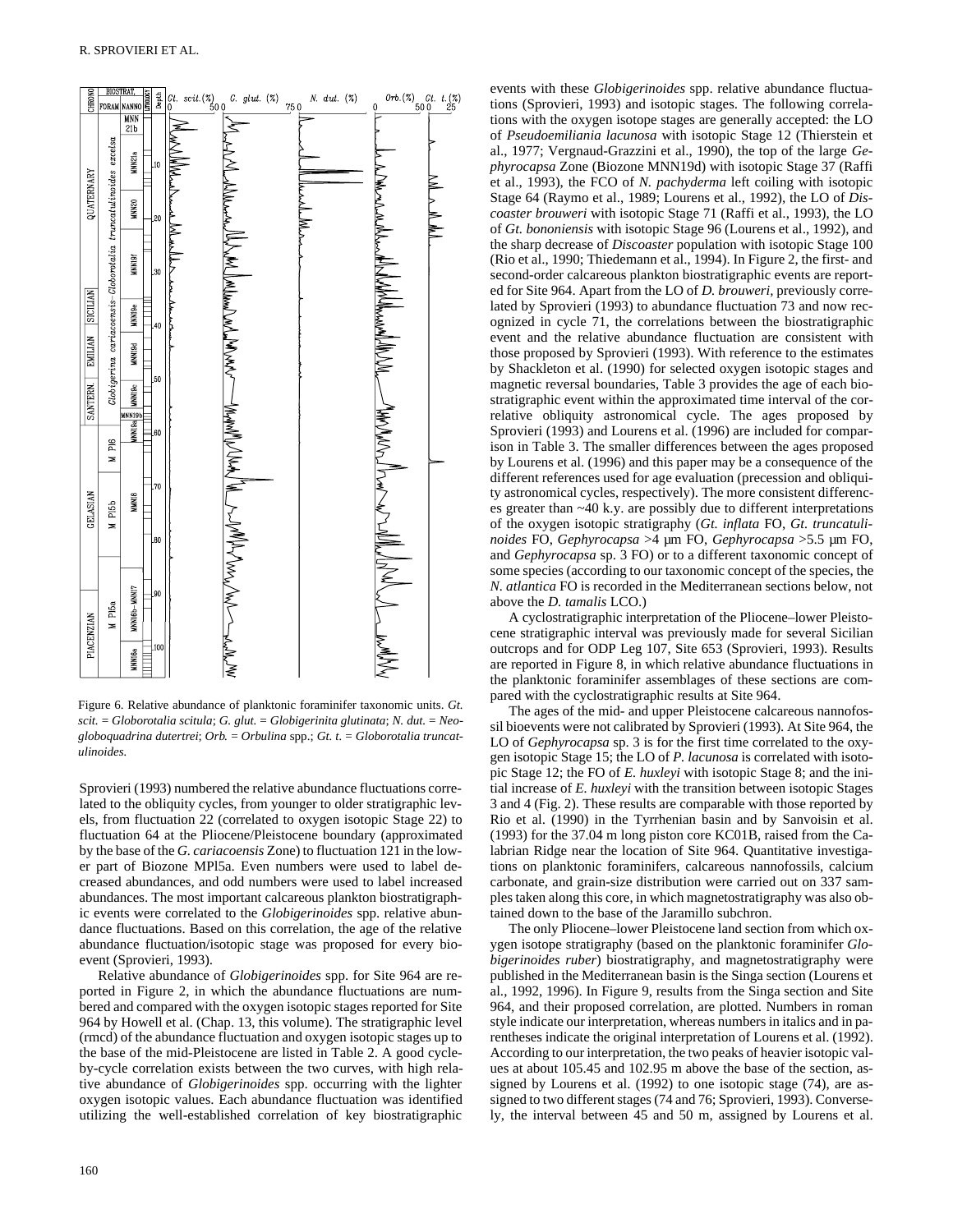Figure 6. Relative abundance of planktonic foraminifer taxonomic units. *Gt. scit.* = *Globorotalia scitula*; *G. glut.* = *Globigerinita glutinata*; *N. dut.* = *Neogloboquadrina dutertrei*; *Orb.* = *Orbulina* spp.; *Gt. t.* = *Globorotalia truncatulinoides.*

Sprovieri (1993) numbered the relative abundance fluctuations correlated to the obliquity cycles, from younger to older stratigraphic levels, from fluctuation 22 (correlated to oxygen isotopic Stage 22) to fluctuation 64 at the Pliocene/Pleistocene boundary (approximated by the base of the *G. cariacoensis* Zone) to fluctuation 121 in the lower part of Biozone MPl5a. Even numbers were used to label decreased abundances, and odd numbers were used to label increased abundances. The most important calcareous plankton biostratigraphic events were correlated to the *Globigerinoides* spp. relative abundance fluctuations. Based on this correlation, the age of the relative abundance fluctuation/isotopic stage was proposed for every bioevent (Sprovieri, 1993).

Relative abundance of *Globigerinoides* spp. for Site 964 are reported in Figure 2, in which the abundance fluctuations are numbered and compared with the oxygen isotopic stages reported for Site 964 by Howell et al. (Chap. 13, this volume). The stratigraphic level (rmcd) of the abundance fluctuation and oxygen isotopic stages up to the base of the mid-Pleistocene are listed in Table 2. A good cycle-by-cycle correlation exists between the two curves, with high relative abundance of *Globigerinoides* spp. occurring with the lighter oxygen isotopic values. Each abundance fluctuation was identified utilizing the well-established correlation of key biostratigraphic events with these *Globigerinoides* spp. relative abundance fluctuations (Sprovieri, 1993) and isotopic stages. The following correlations with the oxygen isotope stages are generally accepted: the LO of *Pseudoemiliania lacunosa* with isotopic Stage 12 (Thierstein et al., 1977; Vergnaud-Grazzini et al., 1990), the top of the large *Gephyrocapsa* Zone (Biozone MNN19d) with isotopic Stage 37 (Raffi et al., 1993), the FCO of *N. pachyderma* left coiling with isotopic Stage 64 (Raymo et al., 1989; Lourens et al., 1992), the LO of *Discoaster brouweri* with isotopic Stage 71 (Raffi et al., 1993), the LO of *Gt. bononiensis* with isotopic Stage 96 (Lourens et al., 1992), and the sharp decrease of *Discoaster* population with isotopic Stage 100 (Rio et al., 1990; Thiedemann et al., 1994). In Figure 2, the first- and second-order calcareous plankton biostratigraphic events are reported for Site 964. Apart from the LO of *D. brouweri,* previously correlated by Sprovieri (1993) to abundance fluctuation 73 and now recognized in cycle 71, the correlations between the biostratigraphic event and the relative abundance fluctuation are consistent with those proposed by Sprovieri (1993). With reference to the estimates by Shackleton et al. (1990) for selected oxygen isotopic stages and magnetic reversal boundaries, Table 3 provides the age of each biostratigraphic event within the approximated time interval of the correlative obliquity astronomical cycle. The ages proposed by Sprovieri (1993) and Lourens et al. (1996) are included for comparison in Table 3. The smaller differences between the ages proposed by Lourens et al. (1996) and this paper may be a consequence of the different references used for age evaluation (precession and obliquity astronomical cycles, respectively). The more consistent differences greater than ~40 k.y. are possibly due to different interpretations of the oxygen isotopic stratigraphy (*Gt. inflata* FO, *Gt. truncatulinoides* FO, *Gephyrocapsa* >4 µm FO, *Gephyrocapsa* >5.5 µm FO, and *Gephyrocapsa* sp. 3 FO) or to a different taxonomic concept of some species (according to our taxonomic concept of the species, the *N. atlantica* FO is recorded in the Mediterranean sections below, not above the *D. tamalis* LCO.)

A cyclostratigraphic interpretation of the Pliocene–lower Pleistocene stratigraphic interval was previously made for several Sicilian outcrops and for ODP Leg 107, Site 653 (Sprovieri, 1993). Results are reported in Figure 8, in which relative abundance fluctuations in the planktonic foraminifer assemblages of these sections are compared with the cyclostratigraphic results at Site 964.

The ages of the mid- and upper Pleistocene calcareous nannofossil bioevents were not calibrated by Sprovieri (1993). At Site 964, the LO of *Gephyrocapsa* sp. 3 is for the first time correlated to the oxygen isotopic Stage 15; the LO of *P. lacunosa* is correlated with isotopic Stage 12; the FO of *E. huxleyi* with isotopic Stage 8; and the initial increase of *E. huxleyi* with the transition between isotopic Stages 3 and 4 (Fig. 2). These results are comparable with those reported by Rio et al. (1990) in the Tyrrhenian basin and by Sanvoisin et al. (1993) for the 37.04 m long piston core KC01B, raised from the Calabrian Ridge near the location of Site 964. Quantitative investigations on planktonic foraminifers, calcareous nannofossils, calcium carbonate, and grain-size distribution were carried out on 337 samples taken along this core, in which magnetostratigraphy was also obtained down to the base of the Jaramillo subchron.

The only Pliocene–lower Pleistocene land section from which oxygen isotope stratigraphy (based on the planktonic foraminifer *Globigerinoides ruber*) biostratigraphy, and magnetostratigraphy were published in the Mediterranean basin is the Singa section (Lourens et al., 1992, 1996). In Figure 9, results from the Singa section and Site 964, and their proposed correlation, are plotted. Numbers in roman style indicate our interpretation, whereas numbers in italics and in parentheses indicate the original interpretation of Lourens et al. (1992). According to our interpretation, the two peaks of heavier isotopic values at about 105.45 and 102.95 m above the base of the section, assigned by Lourens et al. (1992) to one isotopic stage (74), are assigned to two different stages (74 and 76; Sprovieri, 1993). Conversely, the interval between 45 and 50 m, assigned by Lourens et al.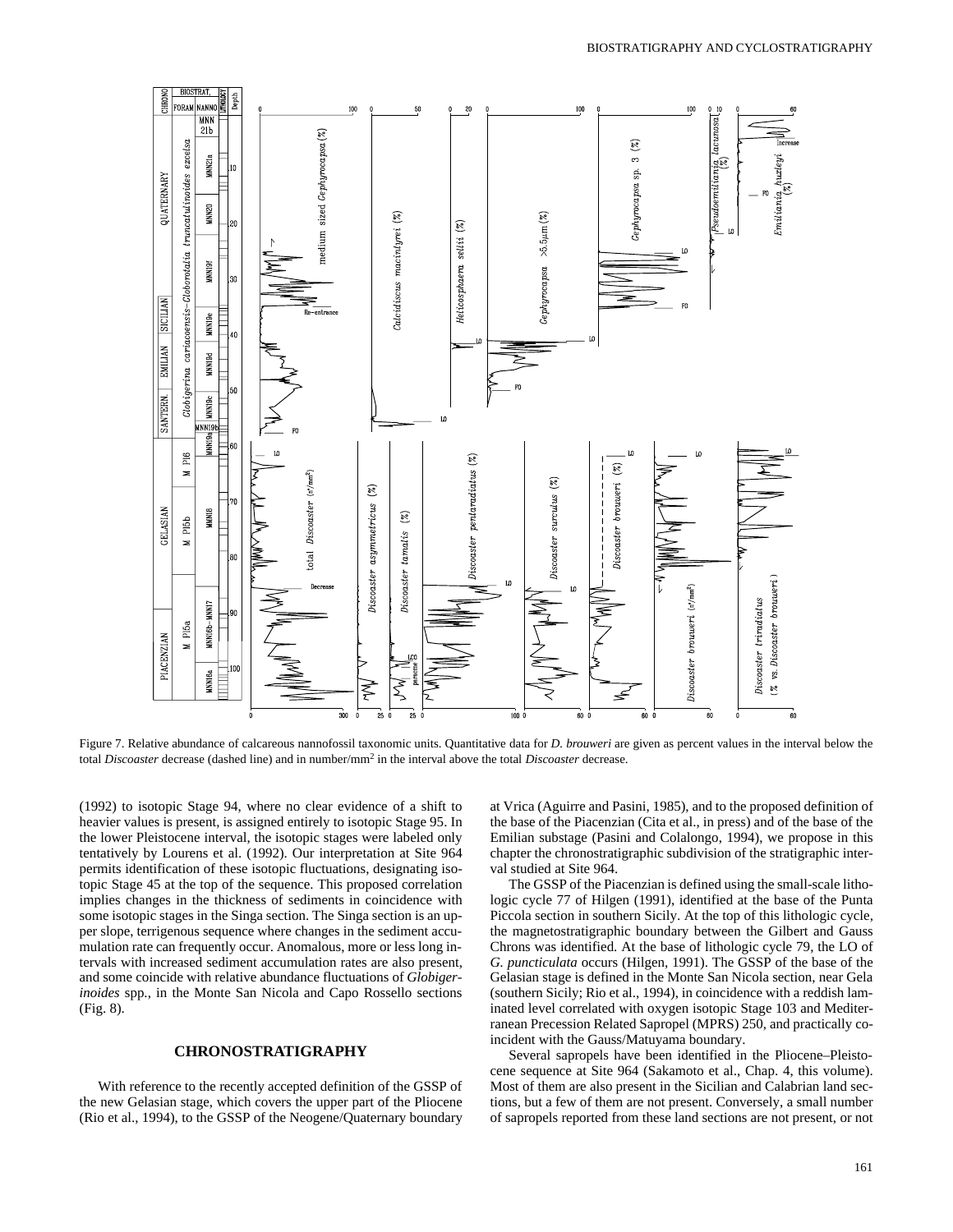Figure 7. Relative abundance of calcareous nannofossil taxonomic units. Quantitative data for *D. brouweri* are given as percent values in the interval below the total *Discoaster* decrease (dashed line) and in number/mm$^2$ in the interval above the total *Discoaster* decrease.

(1992) to isotopic Stage 94, where no clear evidence of a shift to heavier values is present, is assigned entirely to isotopic Stage 95. In the lower Pleistocene interval, the isotopic stages were labeled only tentatively by Lourens et al. (1992). Our interpretation at Site 964 permits identification of these isotopic fluctuations, designating isotopic Stage 45 at the top of the sequence. This proposed correlation implies changes in the thickness of sediments in coincidence with some isotopic stages in the Singa section. The Singa section is an upper slope, terrigenous sequence where changes in the sediment accumulation rate can frequently occur. Anomalous, more or less long intervals with increased sediment accumulation rates are also present, and some coincide with relative abundance fluctuations of *Globigerinoides* spp., in the Monte San Nicola and Capo Rossello sections (Fig. 8).

## CHRONOSTRATIGRAPHY

With reference to the recently accepted definition of the GSSP of the new Gelasian stage, which covers the upper part of the Pliocene (Rio et al., 1994), to the GSSP of the Neogene/Quaternary boundary at Vrica (Aguirre and Pasini, 1985), and to the proposed definition of the base of the Piacenzian (Cita et al., in press) and of the base of the Emilian substage (Pasini and Colalongo, 1994), we propose in this chapter the chronostratigraphic subdivision of the stratigraphic interval studied at Site 964.

The GSSP of the Piacenzian is defined using the small-scale lithologic cycle 77 of Hilgen (1991), identified at the base of the Punta Piccola section in southern Sicily. At the top of this lithologic cycle, the magnetostratigraphic boundary between the Gilbert and Gauss Chrons was identified. At the base of lithologic cycle 79, the LO of *G. puncticulata* occurs (Hilgen, 1991). The GSSP of the base of the Gelasian stage is defined in the Monte San Nicola section, near Gela (southern Sicily; Rio et al., 1994), in coincidence with a reddish laminated level correlated with oxygen isotopic Stage 103 and Mediterranean Precession Related Sapropel (MPRS) 250, and practically coincident with the Gauss/Matuyama boundary.

Several sapropels have been identified in the Pliocene–Pleistocene sequence at Site 964 (Sakamoto et al., Chap. 4, this volume). Most of them are also present in the Sicilian and Calabrian land sections, but a few of them are not present. Conversely, a small number of sapropels reported from these land sections are not present, or not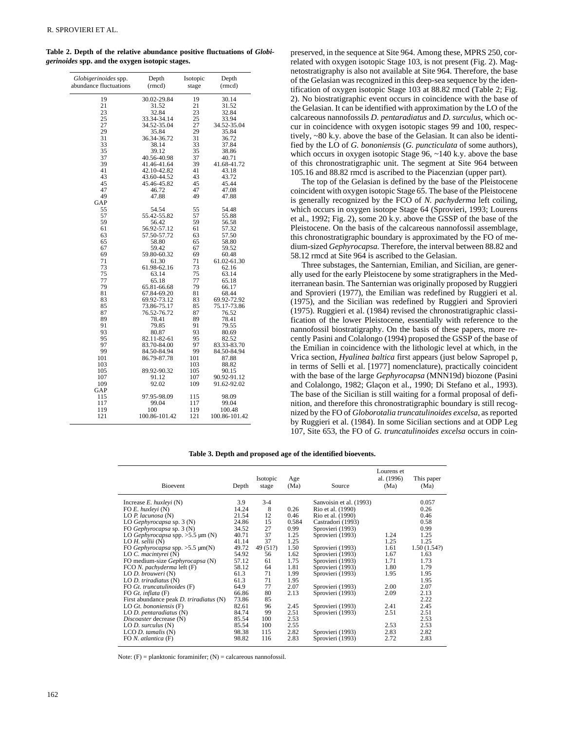**Table 2. Depth of the relative abundance positive fluctuations of *Globigerinoides* spp. and the oxygen isotopic stages.**

| *Globigerinoides* spp. abundance fluctuations | Depth (rmcd) | Isotopic stage | Depth (rmcd) |
|---|---|---|---|
| 19 | 30.02-29.84 | 19 | 30.14 |
| 21 | 31.52 | 21 | 31.52 |
| 23 | 32.84 | 23 | 32.84 |
| 25 | 33.34-34.14 | 25 | 33.94 |
| 27 | 34.52-35.04 | 27 | 34.52-35.04 |
| 29 | 35.84 | 29 | 35.84 |
| 31 | 36.34-36.72 | 31 | 36.72 |
| 33 | 38.14 | 33 | 37.84 |
| 35 | 39.12 | 35 | 38.86 |
| 37 | 40.56-40.98 | 37 | 40.71 |
| 39 | 41.46-41.64 | 39 | 41.68-41.72 |
| 41 | 42.10-42.82 | 41 | 43.18 |
| 43 | 43.60-44.52 | 43 | 43.72 |
| 45 | 45.46-45.82 | 45 | 45.44 |
| 47 | 46.72 | 47 | 47.08 |
| 49 | 47.88 | 49 | 47.88 |
| GAP | | | |
| 55 | 54.54 | 55 | 54.48 |
| 57 | 55.42-55.82 | 57 | 55.88 |
| 59 | 56.42 | 59 | 56.58 |
| 61 | 56.92-57.12 | 61 | 57.32 |
| 63 | 57.50-57.72 | 63 | 57.50 |
| 65 | 58.80 | 65 | 58.80 |
| 67 | 59.42 | 67 | 59.52 |
| 69 | 59.80-60.32 | 69 | 60.48 |
| 71 | 61.30 | 71 | 61.02-61.30 |
| 73 | 61.98-62.16 | 73 | 62.16 |
| 75 | 63.14 | 75 | 63.14 |
| 77 | 65.18 | 77 | 65.18 |
| 79 | 65.81-66.68 | 79 | 66.17 |
| 81 | 67.84-69.20 | 81 | 68.44 |
| 83 | 69.92-73.12 | 83 | 69.92-72.92 |
| 85 | 73.86-75.17 | 85 | 75.17-73.86 |
| 87 | 76.52-76.72 | 87 | 76.52 |
| 89 | 78.41 | 89 | 78.41 |
| 91 | 79.85 | 91 | 79.55 |
| 93 | 80.87 | 93 | 80.69 |
| 95 | 82.11-82-61 | 95 | 82.52 |
| 97 | 83.70-84.00 | 97 | 83.33-83.70 |
| 99 | 84.50-84.94 | 99 | 84.50-84.94 |
| 101 | 86.79-87.78 | 101 | 87.88 |
| 103 | | 103 | 88.82 |
| 105 | 89.92-90.32 | 105 | 90.15 |
| 107 | 91.12 | 107 | 90.92-91.12 |
| 109 | 92.02 | 109 | 91.62-92.02 |
| GAP | | | |
| 115 | 97.95-98.09 | 115 | 98.09 |
| 117 | 99.04 | 117 | 99.04 |
| 119 | 100 | 119 | 100.48 |
| 121 | 100.86-101.42 | 121 | 100.86-101.42 |

preserved, in the sequence at Site 964. Among these, MPRS 250, correlated with oxygen isotopic Stage 103, is not present (Fig. 2). Magnetostratigraphy is also not available at Site 964. Therefore, the base of the Gelasian was recognized in this deep-sea sequence by the identification of oxygen isotopic Stage 103 at 88.82 rmcd (Table 2; Fig. 2). No biostratigraphic event occurs in coincidence with the base of the Gelasian. It can be identified with approximation by the LO of the calcareous nannofossils *D. pentaradiatus* and *D. surculus*, which occur in coincidence with oxygen isotopic stages 99 and 100, respectively, ~80 k.y. above the base of the Gelasian. It can also be identified by the LO of *G. bononiensis* (*G. puncticulata* of some authors), which occurs in oxygen isotopic Stage 96, ~140 k.y. above the base of this chronostratigraphic unit. The segment at Site 964 between 105.16 and 88.82 rmcd is ascribed to the Piacenzian (upper part).

The top of the Gelasian is defined by the base of the Pleistocene coincident with oxygen isotopic Stage 65. The base of the Pleistocene is generally recognized by the FCO of *N. pachyderma* left coiling, which occurs in oxygen isotope Stage 64 (Sprovieri, 1993; Lourens et al., 1992; Fig. 2), some 20 k.y. above the GSSP of the base of the Pleistocene. On the basis of the calcareous nannofossil assemblage, this chronostratigraphic boundary is approximated by the FO of medium-sized *Gephyrocapsa.* Therefore, the interval between 88.82 and 58.12 rmcd at Site 964 is ascribed to the Gelasian.

Three substages, the Santernian, Emilian, and Sicilian, are generally used for the early Pleistocene by some stratigraphers in the Mediterranean basin. The Santernian was originally proposed by Ruggieri and Sprovieri (1977), the Emilian was redefined by Ruggieri et al. (1975), and the Sicilian was redefined by Ruggieri and Sprovieri (1975). Ruggieri et al. (1984) revised the chronostratigraphic classification of the lower Pleistocene, essentially with reference to the nannofossil biostratigraphy. On the basis of these papers, more recently Pasini and Colalongo (1994) proposed the GSSP of the base of the Emilian in coincidence with the lithologic level at which, in the Vrica section, *Hyalinea baltica* first appears (just below Sapropel p, in terms of Selli et al. [1977] nomenclature), practically coincident with the base of the large *Gephyrocapsa* (MNN19d) biozone (Pasini and Colalongo, 1982; Glaçon et al., 1990; Di Stefano et al., 1993). The base of the Sicilian is still waiting for a formal proposal of definition, and therefore this chronostratigraphic boundary is still recognized by the FO of *Globorotalia truncatulinoides excelsa*, as reported by Ruggieri et al. (1984). In some Sicilian sections and at ODP Leg 107, Site 653, the FO of *G. truncatulinoides excelsa* occurs in coin-

**Table 3. Depth and proposed age of the identified bioevents.**

| Bioevent | Depth | Isotopic stage | Age (Ma) | Source | Lourens et al. (1996) (Ma) | This paper (Ma) |
|---|---|---|---|---|---|---|
| Increase *E. huxleyi* (N) | 3.9 | 3-4 | | Sanvoisin et al. (1993) | | 0.057 |
| FO *E. huxleyi* (N) | 14.24 | 8 | 0.26 | Rio et al. (1990) | | 0.26 |
| LO *P. lacunosa* (N) | 21.54 | 12 | 0.46 | Rio et al. (1990) | | 0.46 |
| LO *Gephyrocapsa* sp. 3 (N) | 24.86 | 15 | 0.584 | Castradori (1993) | | 0.58 |
| FO *Gephyrocapsa* sp. 3 (N) | 34.52 | 27 | 0.99 | Sprovieri (1993) | | 0.99 |
| LO *Gephyrocapsa* spp. >5.5 µm (N) | 40.71 | 37 | 1.25 | Sprovieri (1993) | 1.24 | 1.25 |
| LO *H. sellii* (N) | 41.14 | 37 | 1.25 | | 1.25 | 1.25 |
| FO *Gephyrocapsa* spp. >5.5 µm(N) | 49.72 | 49 (51?) | 1.50 | Sprovieri (1993) | 1.61 | 1.50 (1.54?) |
| LO *C. macintyrei* (N) | 54.92 | 56 | 1.62 | Sprovieri (1993) | 1.67 | 1.63 |
| FO medium-size *Gephyrocapsa* (N) | 57.12 | 61 | 1.75 | Sprovieri (1993) | 1.71 | 1.73 |
| FCO *N. pachyderma* left (F) | 58.12 | 64 | 1.81 | Sprovieri (1993) | 1.80 | 1.79 |
| LO *D. brouweri* (N) | 61.3 | 71 | 1.99 | Sprovieri (1993) | 1.95 | 1.95 |
| LO *D. triradiatus* (N) | 61.3 | 71 | 1.95 | | | 1.95 |
| FO *Gt. truncatulinoides* (F) | 64.9 | 77 | 2.07 | Sprovieri (1993) | 2.00 | 2.07 |
| FO *Gt. inflata* (F) | 66.86 | 80 | 2.13 | Sprovieri (1993) | 2.09 | 2.13 |
| First abundance peak *D. triradiatus* (N) | 73.86 | 85 | | | | 2.22 |
| LO *Gt. bononiensis* (F) | 82.61 | 96 | 2.45 | Sprovieri (1993) | 2.41 | 2.45 |
| LO *D. pentaradiatus* (N) | 84.74 | 99 | 2.51 | Sprovieri (1993) | 2.51 | 2.51 |
| *Discoaster* decrease (N) | 85.54 | 100 | 2.53 | | | 2.53 |
| LO *D. surculus* (N) | 85.54 | 100 | 2.55 | | 2.53 | 2.53 |
| LCO *D. tamalis* (N) | 98.38 | 115 | 2.82 | Sprovieri (1993) | 2.83 | 2.82 |
| FO *N. atlantica* (F) | 98.82 | 116 | 2.83 | Sprovieri (1993) | 2.72 | 2.83 |

Note: (F) = planktonic foraminifer; (N) = calcareous nannofossil.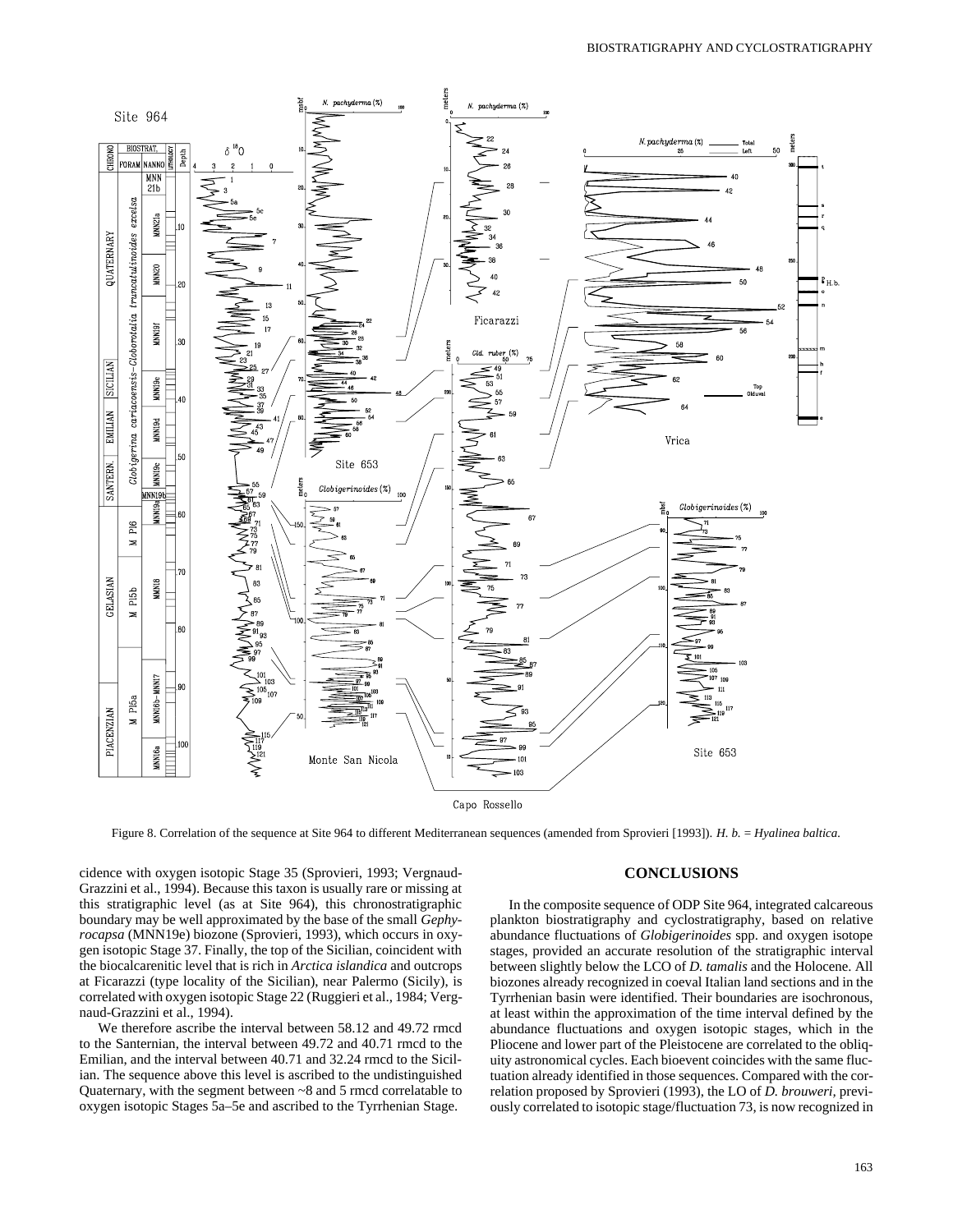Figure 8. Correlation of the sequence at Site 964 to different Mediterranean sequences (amended from Sprovieri [1993]). *H. b.* = *Hyalinea baltica.*

cidence with oxygen isotopic Stage 35 (Sprovieri, 1993; Vergnaud-Grazzini et al., 1994). Because this taxon is usually rare or missing at this stratigraphic level (as at Site 964), this chronostratigraphic boundary may be well approximated by the base of the small *Gephyrocapsa* (MNN19e) biozone (Sprovieri, 1993), which occurs in oxygen isotopic Stage 37. Finally, the top of the Sicilian, coincident with the biocalcarenitic level that is rich in *Arctica islandica* and outcrops at Ficarazzi (type locality of the Sicilian), near Palermo (Sicily), is correlated with oxygen isotopic Stage 22 (Ruggieri et al., 1984; Vergnaud-Grazzini et al., 1994).

We therefore ascribe the interval between 58.12 and 49.72 rmcd to the Santernian, the interval between 49.72 and 40.71 rmcd to the Emilian, and the interval between 40.71 and 32.24 rmcd to the Sicilian. The sequence above this level is ascribed to the undistinguished Quaternary, with the segment between ~8 and 5 rmcd correlatable to oxygen isotopic Stages 5a–5e and ascribed to the Tyrrhenian Stage.

## CONCLUSIONS

In the composite sequence of ODP Site 964, integrated calcareous plankton biostratigraphy and cyclostratigraphy, based on relative abundance fluctuations of *Globigerinoides* spp. and oxygen isotope stages, provided an accurate resolution of the stratigraphic interval between slightly below the LCO of *D. tamalis* and the Holocene. All biozones already recognized in coeval Italian land sections and in the Tyrrhenian basin were identified. Their boundaries are isochronous, at least within the approximation of the time interval defined by the abundance fluctuations and oxygen isotopic stages, which in the Pliocene and lower part of the Pleistocene are correlated to the obliquity astronomical cycles. Each bioevent coincides with the same fluctuation already identified in those sequences. Compared with the correlation proposed by Sprovieri (1993), the LO of *D. brouweri*, previously correlated to isotopic stage/fluctuation 73, is now recognized in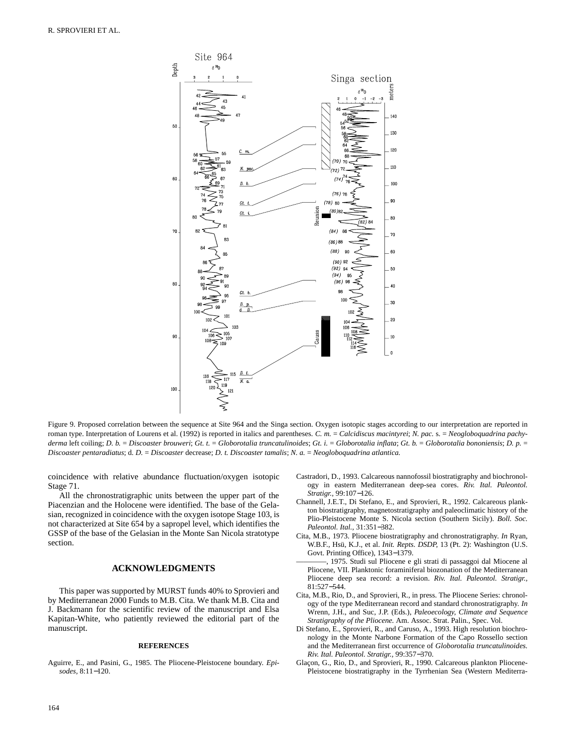Figure 9. Proposed correlation between the sequence at Site 964 and the Singa section. Oxygen isotopic stages according to our interpretation are reported in roman type. Interpretation of Lourens et al. (1992) is reported in italics and parentheses. *C. m. = Calcidiscus macintyrei*; *N. pac.* s. = *Neogloboquadrina pachyderma* left coiling; *D. b. = Discoaster brouweri*; *Gt. t. = Globorotalia truncatulinoides*; *Gt. i. = Globorotalia inflata*; *Gt. b. = Globorotalia bononiensis*; *D. p. = Discoaster pentaradiatus*; d. *D. = Discoaster* decrease; *D. t. Discoaster tamalis*; *N. a. = Neogloboquadrina atlantica.*

coincidence with relative abundance fluctuation/oxygen isotopic Stage 71.

All the chronostratigraphic units between the upper part of the Piacenzian and the Holocene were identified. The base of the Gelasian, recognized in coincidence with the oxygen isotope Stage 103, is not characterized at Site 654 by a sapropel level, which identifies the GSSP of the base of the Gelasian in the Monte San Nicola stratotype section.

## ACKNOWLEDGMENTS

This paper was supported by MURST funds 40% to Sprovieri and by Mediterranean 2000 Funds to M.B. Cita. We thank M.B. Cita and J. Backmann for the scientific review of the manuscript and Elsa Kapitan-White, who patiently reviewed the editorial part of the manuscript.

### REFERENCES

Aguirre, E., and Pasini, G., 1985. The Pliocene-Pleistocene boundary. *Episodes,* 8:11–120.

Castradori, D., 1993. Calcareous nannofossil biostratigraphy and biochronology in eastern Mediterranean deep-sea cores. *Riv. Ital. Paleontol. Stratigr.,* 99:107–126.

Channell, J.E.T., Di Stefano, E., and Sprovieri, R., 1992. Calcareous plankton biostratigraphy, magnetostratigraphy and paleoclimatic history of the Plio-Pleistocene Monte S. Nicola section (Southern Sicily). *Boll. Soc. Paleontol. Ital.,* 31:351–382.

Cita, M.B., 1973. Pliocene biostratigraphy and chronostratigraphy. *In* Ryan, W.B.F., Hsü, K.J., et al. *Init. Repts. DSDP,* 13 (Pt. 2): Washington (U.S. Govt. Printing Office), 1343–1379.

————, 1975. Studi sul Pliocene e gli strati di passaggoi dal Miocene al Pliocene, VII. Planktonic foraminiferal biozonation of the Mediterranean Pliocene deep sea record: a revision. *Riv. Ital. Paleontol. Stratigr.,* 81:527–544.

Cita, M.B., Rio, D., and Sprovieri, R., in press. The Pliocene Series: chronology of the type Mediterranean record and standard chronostratigraphy. *In* Wrenn, J.H., and Suc, J.P. (Eds.), *Paleoecology, Climate and Sequence Stratigraphy of the Pliocene.* Am. Assoc. Strat. Palin., Spec. Vol.

Di Stefano, E., Sprovieri, R., and Caruso, A., 1993. High resolution biochronology in the Monte Narbone Formation of the Capo Rossello section and the Mediterranean first occurrence of *Globorotalia truncatulinoides. Riv. Ital. Paleontol. Stratigr.,* 99:357–370.

Glaçon, G., Rio, D., and Sprovieri, R., 1990. Calcareous plankton Pliocene-Pleistocene biostratigraphy in the Tyrrhenian Sea (Western Mediterra-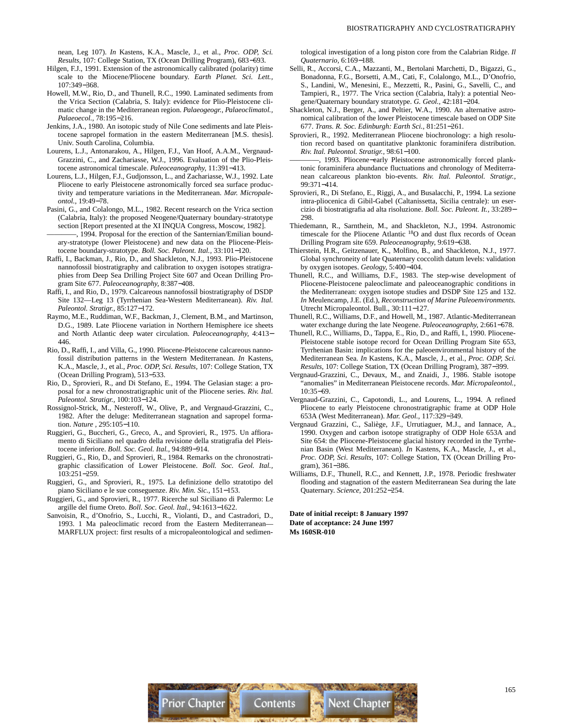nean, Leg 107). *In* Kastens, K.A., Mascle, J., et al., *Proc. ODP, Sci. Results,* 107: College Station, TX (Ocean Drilling Program), 683−693.

Hilgen, F.J., 1991. Extension of the astronomically calibrated (polarity) time scale to the Miocene/Pliocene boundary. *Earth Planet. Sci. Lett.,* 107:349−368.

Howell, M.W., Rio, D., and Thunell, R.C., 1990. Laminated sediments from the Vrica Section (Calabria, S. Italy): evidence for Plio-Pleistocene climatic change in the Mediterranean region. *Palaeogeogr., Palaeoclimatol., Palaeoecol.,* 78:195−216.

Jenkins, J.A., 1980. An isotopic study of Nile Cone sediments and late Pleistocene sapropel formation in the eastern Mediterranean [M.S. thesis]. Univ. South Carolina, Columbia.

Lourens, L.J., Antonarakou, A., Hilgen, F.J., Van Hoof, A.A.M., Vergnaud-Grazzini, C., and Zachariasse, W.J., 1996. Evaluation of the Plio-Pleistocene astronomical timescale. *Paleoceanography,* 11:391−413.

Lourens, L.J., Hilgen, F.J., Gudjonsson, L., and Zachariasse, W.J., 1992. Late Pliocene to early Pleistocene astronomically forced sea surface productivity and temperature variations in the Mediterranean. *Mar. Micropaleontol.,* 19:49−78.

Pasini, G., and Colalongo, M.L., 1982. Recent research on the Vrica section (Calabria, Italy): the proposed Neogene/Quaternary boundary-stratotype section [Report presented at the XI INQUA Congress, Moscow, 1982].

————, 1994. Proposal for the erection of the Santernian/Emilian boundary-stratotype (lower Pleistocene) and new data on the Pliocene-Pleistocene boundary-stratotype. *Boll. Soc. Paleont. Ital.,* 33:101−120.

Raffi, I., Backman, J., Rio, D., and Shackleton, N.J., 1993. Plio-Pleistocene nannofossil biostratigraphy and calibration to oxygen isotopes stratigraphies from Deep Sea Drilling Project Site 607 and Ocean Drilling Program Site 677. *Paleoceanography,* 8:387−408.

Raffi, I., and Rio, D., 1979. Calcareous nannofossil biostratigraphy of DSDP Site 132—Leg 13 (Tyrrhenian Sea-Western Mediterranean). *Riv. Ital. Paleontol. Stratigr.,* 85:127−172.

Raymo, M.E., Ruddiman, W.F., Backman, J., Clement, B.M., and Martinson, D.G., 1989. Late Pliocene variation in Northern Hemisphere ice sheets and North Atlantic deep water circulation. *Paleoceanography,* 4:413−446.

Rio, D., Raffi, I., and Villa, G., 1990. Pliocene-Pleistocene calcareous nannofossil distribution patterns in the Western Mediterranean. *In* Kastens, K.A., Mascle, J., et al., *Proc. ODP, Sci. Results,* 107: College Station, TX (Ocean Drilling Program), 513−533.

Rio, D., Sprovieri, R., and Di Stefano, E., 1994. The Gelasian stage: a proposal for a new chronostratigraphic unit of the Pliocene series. *Riv. Ital. Paleontol. Stratigr.,* 100:103−124.

Rossignol-Strick, M., Nesteroff, W., Olive, P., and Vergnaud-Grazzini, C., 1982. After the deluge: Mediterranean stagnation and sapropel formation. *Nature ,* 295:105−110.

Ruggieri, G., Buccheri, G., Greco, A., and Sprovieri, R., 1975. Un affioramento di Siciliano nel quadro della revisione della stratigrafia del Pleistocene inferiore. *Boll. Soc. Geol. Ital.,* 94:889−914.

Ruggieri, G., Rio, D., and Sprovieri, R., 1984. Remarks on the chronostratigraphic classification of Lower Pleistocene. *Boll. Soc. Geol. Ital.,* 103:251−259.

Ruggieri, G., and Sprovieri, R., 1975. La definizione dello stratotipo del piano Siciliano e le sue conseguenze. *Riv. Min. Sic.,* 151−153.

Ruggieri, G., and Sprovieri, R., 1977. Ricerche sul Siciliano di Palermo: Le argille del fiume Oreto. *Boll. Soc. Geol. Ital.,* 94:1613−1622.

Sanvoisin, R., d'Onofrio, S., Lucchi, R., Violanti, D., and Castradori, D., 1993. 1 Ma paleoclimatic record from the Eastern Mediterranean—MARFLUX project: first results of a micropaleontological and sedimentological investigation of a long piston core from the Calabrian Ridge. *Il Quaternario,* 6:169−188.

Selli, R., Accorsi, C.A., Mazzanti, M., Bertolani Marchetti, D., Bigazzi, G., Bonadonna, F.G., Borsetti, A.M., Cati, F., Colalongo, M.L., D'Onofrio, S., Landini, W., Menesini, E., Mezzetti, R., Pasini, G., Savelli, C., and Tampieri, R., 1977. The Vrica section (Calabria, Italy): a potential Neogene/Quaternary boundary stratotype. *G. Geol.,* 42:181−204.

Shackleton, N.J., Berger, A., and Peltier, W.A., 1990. An alternative astronomical calibration of the lower Pleistocene timescale based on ODP Site 677. *Trans. R. Soc. Edinburgh: Earth Sci.,* 81:251−261.

Sprovieri, R., 1992. Mediterranean Pliocene biochronology: a high resolution record based on quantitative planktonic foraminifera distribution. *Riv. Ital. Paleontol. Stratigr.,* 98:61−100.

————, 1993. Pliocene−early Pleistocene astronomically forced planktonic foraminifera abundance fluctuations and chronology of Mediterranean calcareous plankton bio-events. *Riv. Ital. Paleontol. Stratigr.,* 99:371−414.

Sprovieri, R., Di Stefano, E., Riggi, A., and Busalacchi, P., 1994. La sezione intra-pliocenica di Gibil-Gabel (Caltanissetta, Sicilia centrale): un esercizio di biostratigrafia ad alta risoluzione. *Boll. Soc. Paleont. It.,* 33:289−298.

Thiedemann, R., Sarnthein, M., and Shackleton, N.J., 1994. Astronomic timescale for the Pliocene Atlantic $^{18}$O and dust flux records of Ocean Drilling Program site 659. *Paleoceanography,* 9:619−638.

Thierstein, H.R., Geitzenauer, K., Molfino, B., and Shackleton, N.J., 1977. Global synchroneity of late Quaternary coccolith datum levels: validation by oxygen isotopes. *Geology,* 5:400−404.

Thunell, R.C., and Williams, D.F., 1983. The step-wise development of Pliocene-Pleistocene paleoclimate and paleoceanographic conditions in the Mediterranean: oxygen isotope studies and DSDP Site 125 and 132. *In* Meulencamp, J.E. (Ed.), *Reconstruction of Marine Paleoenvironments.* Utrecht Micropaleontol. Bull., 30:111−127.

Thunell, R.C., Williams, D.F., and Howell, M., 1987. Atlantic-Mediterranean water exchange during the late Neogene. *Paleoceanography,* 2:661−678.

Thunell, R.C., Williams, D., Tappa, E., Rio, D., and Raffi, I., 1990. Pliocene-Pleistocene stable isotope record for Ocean Drilling Program Site 653, Tyrrhenian Basin: implications for the paleoenvironmental history of the Mediterranean Sea. *In* Kastens, K.A., Mascle, J., et al., *Proc. ODP, Sci. Results,* 107: College Station, TX (Ocean Drilling Program), 387−399.

Vergnaud-Grazzini, C., Devaux, M., and Znaidi, J., 1986. Stable isotope "anomalies" in Mediterranean Pleistocene records. *Mar. Micropaleontol.,* 10:35−69.

Vergnaud-Grazzini, C., Capotondi, L., and Lourens, L., 1994. A refined Pliocene to early Pleistocene chronostratigraphic frame at ODP Hole 653A (West Mediterranean). *Mar. Geol.,* 117:329−349.

Vergnaud Grazzini, C., Saliège, J.F., Urrutiaguer, M.J., and Iannace, A., 1990. Oxygen and carbon isotope stratigraphy of ODP Hole 653A and Site 654: the Pliocene-Pleistocene glacial history recorded in the Tyrrhenian Basin (West Mediterranean). *In* Kastens, K.A., Mascle, J., et al., *Proc. ODP, Sci. Results,* 107: College Station, TX (Ocean Drilling Program), 361−386.

Williams, D.F., Thunell, R.C., and Kennett, J.P., 1978. Periodic freshwater flooding and stagnation of the eastern Mediterranean Sea during the late Quaternary. *Science,* 201:252−254.

**Date of initial receipt: 8 January 1997**
**Date of acceptance: 24 June 1997**
**Ms 160SR-010**